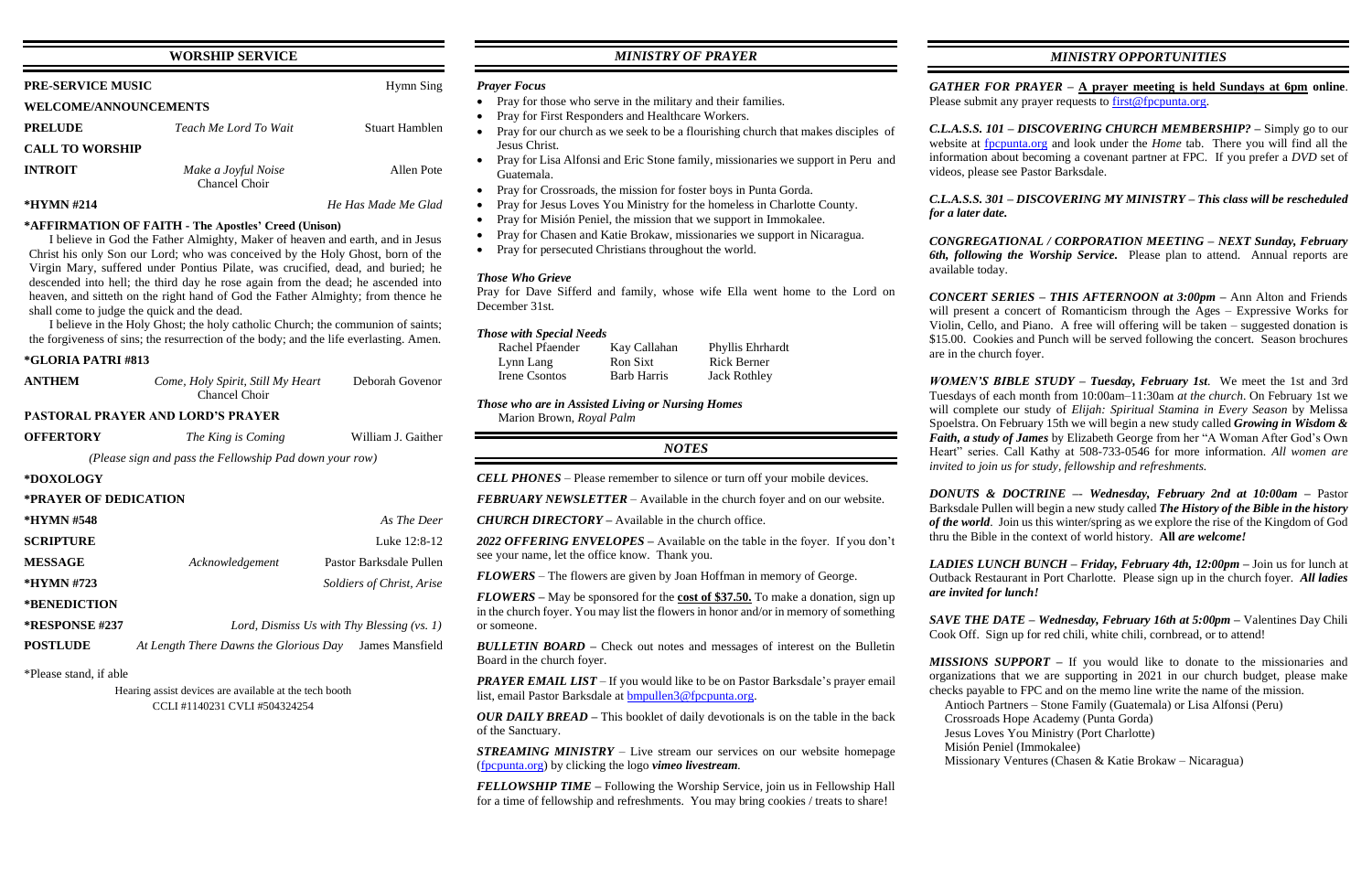## WORSHIP SERVICE

**PRE-SERVICE MUSIC** Hymn Sing

**WELCOME/ANNOUNCEMENTS**

**PRELUDE** *Teach Me Lord To Wait* Stuart Hamblen

**CALL TO WORSHIP**

**INTROIT** *Make a Joyful Noise* Allen Pote
Chancel Choir

**\*HYMN #214** *He Has Made Me Glad*

**\*AFFIRMATION OF FAITH - The Apostles' Creed (Unison)**

I believe in God the Father Almighty, Maker of heaven and earth, and in Jesus Christ his only Son our Lord; who was conceived by the Holy Ghost, born of the Virgin Mary, suffered under Pontius Pilate, was crucified, dead, and buried; he descended into hell; the third day he rose again from the dead; he ascended into heaven, and sitteth on the right hand of God the Father Almighty; from thence he shall come to judge the quick and the dead.

I believe in the Holy Ghost; the holy catholic Church; the communion of saints; the forgiveness of sins; the resurrection of the body; and the life everlasting. Amen.

**\*GLORIA PATRI #813**

**ANTHEM** *Come, Holy Spirit, Still My Heart* Deborah Govenor
Chancel Choir

**PASTORAL PRAYER AND LORD'S PRAYER**

**OFFERTORY** *The King is Coming* William J. Gaither

*(Please sign and pass the Fellowship Pad down your row)*

**\*DOXOLOGY**

**\*PRAYER OF DEDICATION**

**\*HYMN #548** *As The Deer*

**SCRIPTURE** Luke 12:8-12

**MESSAGE** *Acknowledgement* Pastor Barksdale Pullen

**\*HYMN #723** *Soldiers of Christ, Arise*

**\*BENEDICTION**

**\*RESPONSE #237** *Lord, Dismiss Us with Thy Blessing (vs. 1)*

**POSTLUDE** *At Length There Dawns the Glorious Day* James Mansfield

\*Please stand, if able

Hearing assist devices are available at the tech booth
CCLI #1140231 CVLI #504324254

## *MINISTRY OF PRAYER*

***Prayer Focus***

- Pray for those who serve in the military and their families.
- Pray for First Responders and Healthcare Workers.
- Pray for our church as we seek to be a flourishing church that makes disciples of Jesus Christ.
- Pray for Lisa Alfonsi and Eric Stone family, missionaries we support in Peru and Guatemala.
- Pray for Crossroads, the mission for foster boys in Punta Gorda.
- Pray for Jesus Loves You Ministry for the homeless in Charlotte County.
- Pray for Misión Peniel, the mission that we support in Immokalee.
- Pray for Chasen and Katie Brokaw, missionaries we support in Nicaragua.
- Pray for persecuted Christians throughout the world.

***Those Who Grieve***

Pray for Dave Sifferd and family, whose wife Ella went home to the Lord on December 31st.

***Those with Special Needs***

| | | |
|---|---|---|
| Rachel Pfaender | Kay Callahan | Phyllis Ehrhardt |
| Lynn Lang | Ron Sixt | Rick Berner |
| Irene Csontos | Barb Harris | Jack Rothley |

***Those who are in Assisted Living or Nursing Homes***

Marion Brown, *Royal Palm*

## *NOTES*

***CELL PHONES*** – Please remember to silence or turn off your mobile devices.

***FEBRUARY NEWSLETTER*** – Available in the church foyer and on our website.

***CHURCH DIRECTORY*** – Available in the church office.

***2022 OFFERING ENVELOPES*** – Available on the table in the foyer. If you don't see your name, let the office know. Thank you.

***FLOWERS*** – The flowers are given by Joan Hoffman in memory of George.

***FLOWERS*** – May be sponsored for the **cost of $37.50.** To make a donation, sign up in the church foyer. You may list the flowers in honor and/or in memory of something or someone.

***BULLETIN BOARD*** – Check out notes and messages of interest on the Bulletin Board in the church foyer.

***PRAYER EMAIL LIST*** – If you would like to be on Pastor Barksdale's prayer email list, email Pastor Barksdale at bmpullen3@fpcpunta.org.

***OUR DAILY BREAD*** – This booklet of daily devotionals is on the table in the back of the Sanctuary.

***STREAMING MINISTRY*** – Live stream our services on our website homepage (fpcpunta.org) by clicking the logo *vimeo livestream*.

***FELLOWSHIP TIME*** – Following the Worship Service, join us in Fellowship Hall for a time of fellowship and refreshments. You may bring cookies / treats to share!

## *MINISTRY OPPORTUNITIES*

***GATHER FOR PRAYER*** – **A prayer meeting is held Sundays at 6pm online**. Please submit any prayer requests to first@fpcpunta.org.

***C.L.A.S.S. 101 – DISCOVERING CHURCH MEMBERSHIP?*** – Simply go to our website at fpcpunta.org and look under the *Home* tab. There you will find all the information about becoming a covenant partner at FPC. If you prefer a *DVD* set of videos, please see Pastor Barksdale.

***C.L.A.S.S. 301 – DISCOVERING MY MINISTRY – This class will be rescheduled for a later date.***

***CONGREGATIONAL / CORPORATION MEETING – NEXT Sunday, February 6th, following the Worship Service.*** Please plan to attend. Annual reports are available today.

***CONCERT SERIES – THIS AFTERNOON at 3:00pm*** – Ann Alton and Friends will present a concert of Romanticism through the Ages – Expressive Works for Violin, Cello, and Piano. A free will offering will be taken – suggested donation is $15.00. Cookies and Punch will be served following the concert. Season brochures are in the church foyer.

***WOMEN'S BIBLE STUDY – Tuesday, February 1st***. We meet the 1st and 3rd Tuesdays of each month from 10:00am–11:30am *at the church*. On February 1st we will complete our study of *Elijah: Spiritual Stamina in Every Season* by Melissa Spoelstra. On February 15th we will begin a new study called ***Growing in Wisdom & Faith, a study of James*** by Elizabeth George from her "A Woman After God's Own Heart" series. Call Kathy at 508-733-0546 for more information. *All women are invited to join us for study, fellowship and refreshments.*

***DONUTS & DOCTRINE –- Wednesday, February 2nd at 10:00am*** – Pastor Barksdale Pullen will begin a new study called ***The History of the Bible in the history of the world***. Join us this winter/spring as we explore the rise of the Kingdom of God thru the Bible in the context of world history. **All** ***are welcome!***

***LADIES LUNCH BUNCH – Friday, February 4th, 12:00pm*** – Join us for lunch at Outback Restaurant in Port Charlotte. Please sign up in the church foyer. ***All ladies are invited for lunch!***

***SAVE THE DATE – Wednesday, February 16th at 5:00pm*** – Valentines Day Chili Cook Off. Sign up for red chili, white chili, cornbread, or to attend!

***MISSIONS SUPPORT*** – If you would like to donate to the missionaries and organizations that we are supporting in 2021 in our church budget, please make checks payable to FPC and on the memo line write the name of the mission.

Antioch Partners – Stone Family (Guatemala) or Lisa Alfonsi (Peru)
Crossroads Hope Academy (Punta Gorda)
Jesus Loves You Ministry (Port Charlotte)
Misión Peniel (Immokalee)
Missionary Ventures (Chasen & Katie Brokaw – Nicaragua)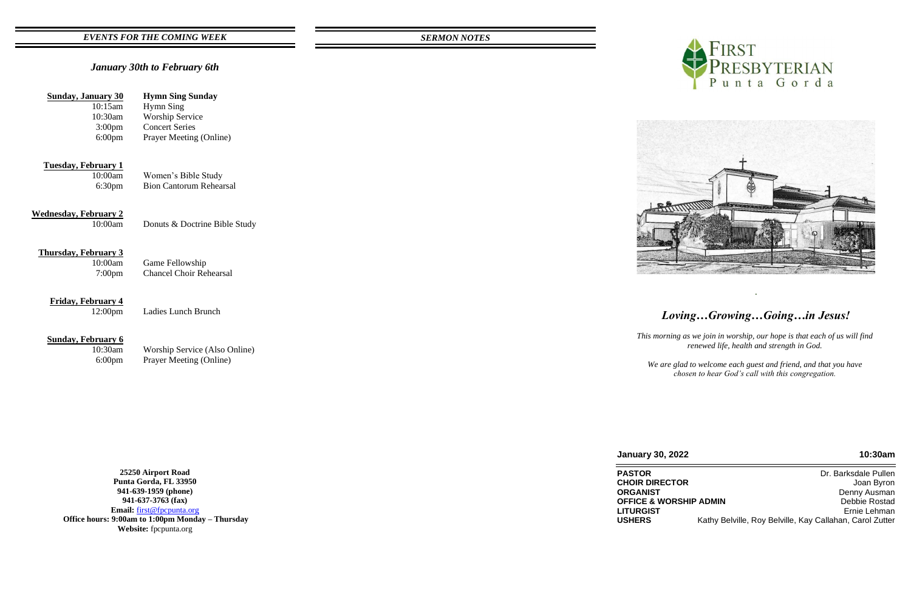## *EVENTS FOR THE COMING WEEK*

### *January 30th to February 6th*

**Sunday, January 30** — **Hymn Sing Sunday**

| | |
|---|---|
| 10:15am | Hymn Sing |
| 10:30am | Worship Service |
| 3:00pm | Concert Series |
| 6:00pm | Prayer Meeting (Online) |

**Tuesday, February 1**

| | |
|---|---|
| 10:00am | Women's Bible Study |
| 6:30pm | Bion Cantorum Rehearsal |

**Wednesday, February 2**

| | |
|---|---|
| 10:00am | Donuts & Doctrine Bible Study |

**Thursday, February 3**

| | |
|---|---|
| 10:00am | Game Fellowship |
| 7:00pm | Chancel Choir Rehearsal |

**Friday, February 4**

| | |
|---|---|
| 12:00pm | Ladies Lunch Brunch |

**Sunday, February 6**

| | |
|---|---|
| 10:30am | Worship Service (Also Online) |
| 6:00pm | Prayer Meeting (Online) |

**25250 Airport Road**
**Punta Gorda, FL 33950**
**941-639-1959 (phone)**
**941-637-3763 (fax)**
**Email:** first@fpcpunta.org
**Office hours: 9:00am to 1:00pm Monday – Thursday**
**Website:** fpcpunta.org

## *SERMON NOTES*

# FIRST PRESBYTERIAN
Punta Gorda

## *Loving…Growing…Going…in Jesus!*

*This morning as we join in worship, our hope is that each of us will find renewed life, health and strength in God.*

*We are glad to welcome each guest and friend, and that you have chosen to hear God's call with this congregation.*

**January 30, 2022** **10:30am**

| | |
|---|---|
| **PASTOR** | Dr. Barksdale Pullen |
| **CHOIR DIRECTOR** | Joan Byron |
| **ORGANIST** | Denny Ausman |
| **OFFICE & WORSHIP ADMIN** | Debbie Rostad |
| **LITURGIST** | Ernie Lehman |
| **USHERS** | Kathy Belville, Roy Belville, Kay Callahan, Carol Zutter |